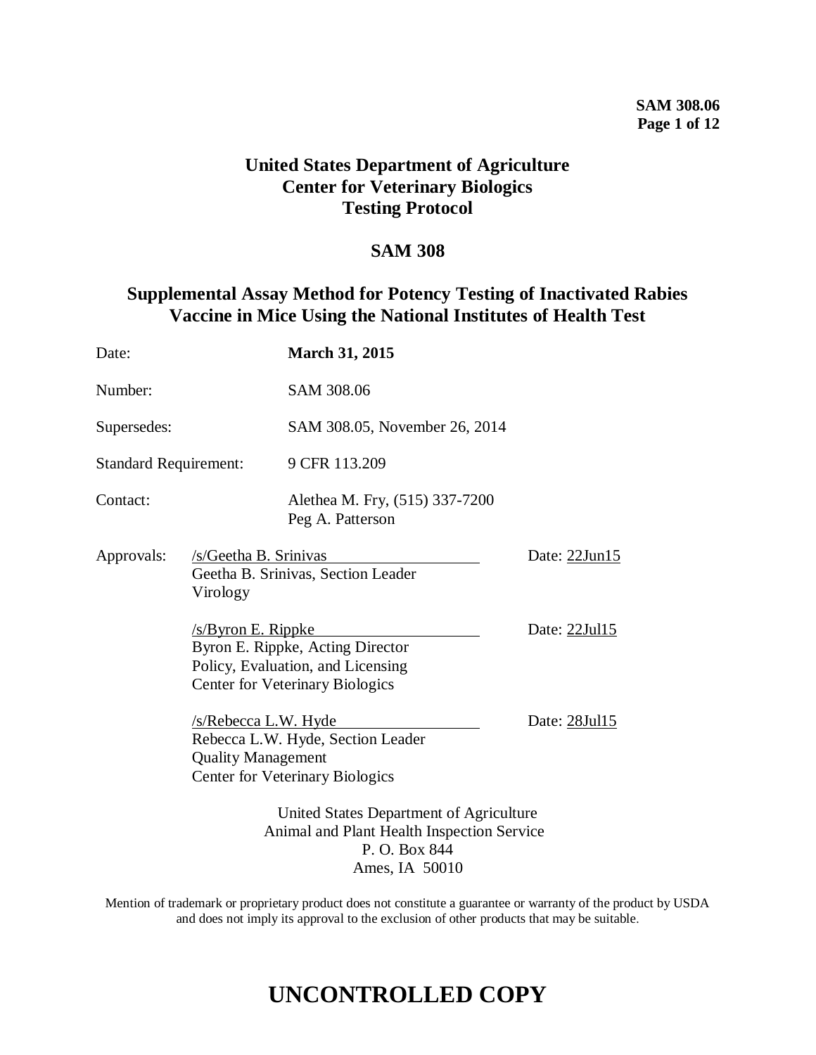# United States Department of Agriculture
# Center for Veterinary Biologics
# Testing Protocol

## SAM 308

## Supplemental Assay Method for Potency Testing of Inactivated Rabies Vaccine in Mice Using the National Institutes of Health Test

| | |
|---|---|
| Date: | **March 31, 2015** |
| Number: | SAM 308.06 |
| Supersedes: | SAM 308.05, November 26, 2014 |
| Standard Requirement: | 9 CFR 113.209 |
| Contact: | Alethea M. Fry, (515) 337-7200<br>Peg A. Patterson |

Approvals:

/s/Geetha B. Srinivas — Date: 22Jun15
Geetha B. Srinivas, Section Leader
Virology

/s/Byron E. Rippke — Date: 22Jul15
Byron E. Rippke, Acting Director
Policy, Evaluation, and Licensing
Center for Veterinary Biologics

/s/Rebecca L.W. Hyde — Date: 28Jul15
Rebecca L.W. Hyde, Section Leader
Quality Management
Center for Veterinary Biologics

United States Department of Agriculture
Animal and Plant Health Inspection Service
P. O. Box 844
Ames, IA 50010

Mention of trademark or proprietary product does not constitute a guarantee or warranty of the product by USDA and does not imply its approval to the exclusion of other products that may be suitable.

# UNCONTROLLED COPY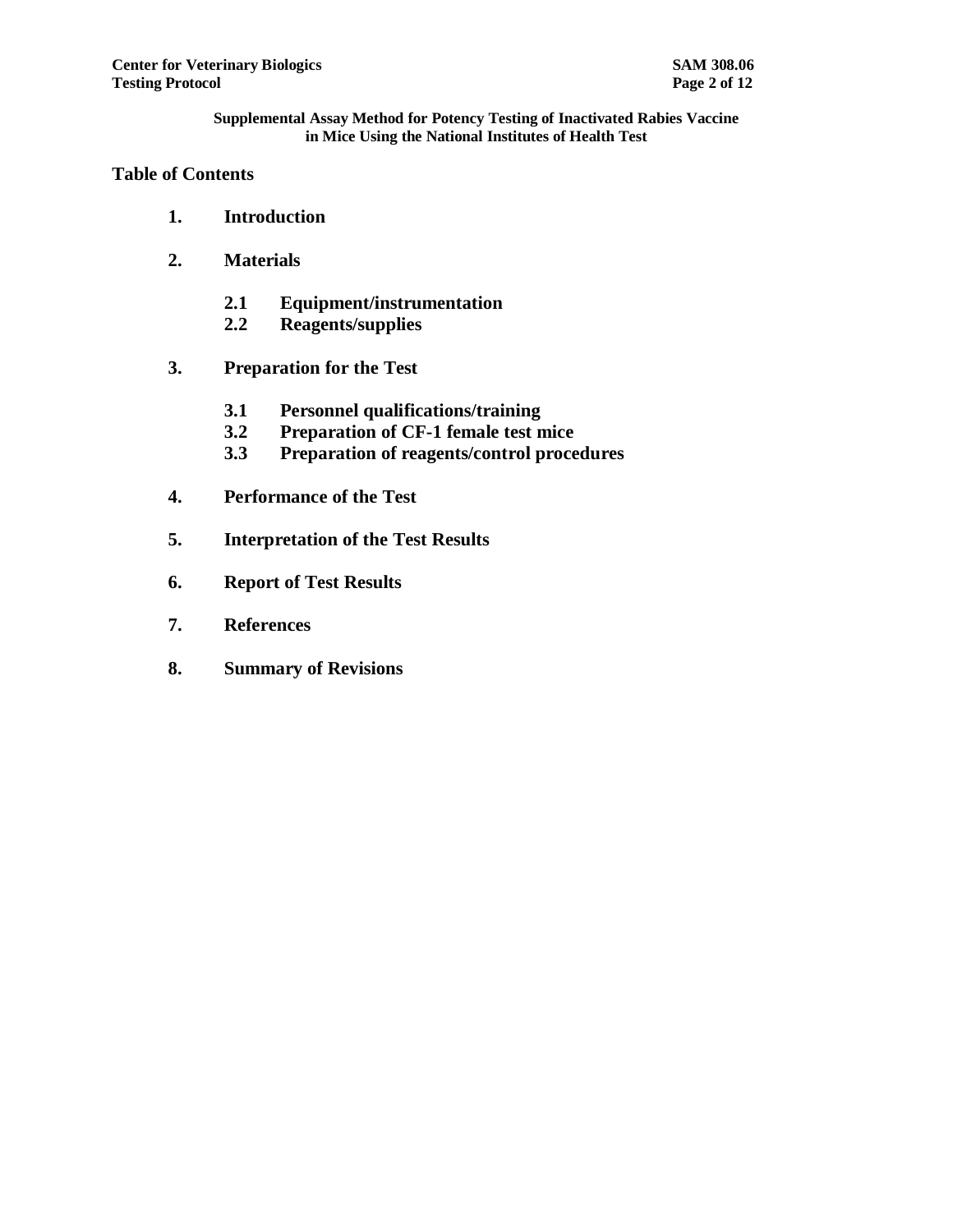**Supplemental Assay Method for Potency Testing of Inactivated Rabies Vaccine in Mice Using the National Institutes of Health Test**

## Table of Contents

1. **Introduction**

2. **Materials**

   2.1 **Equipment/instrumentation**
   2.2 **Reagents/supplies**

3. **Preparation for the Test**

   3.1 **Personnel qualifications/training**
   3.2 **Preparation of CF-1 female test mice**
   3.3 **Preparation of reagents/control procedures**

4. **Performance of the Test**

5. **Interpretation of the Test Results**

6. **Report of Test Results**

7. **References**

8. **Summary of Revisions**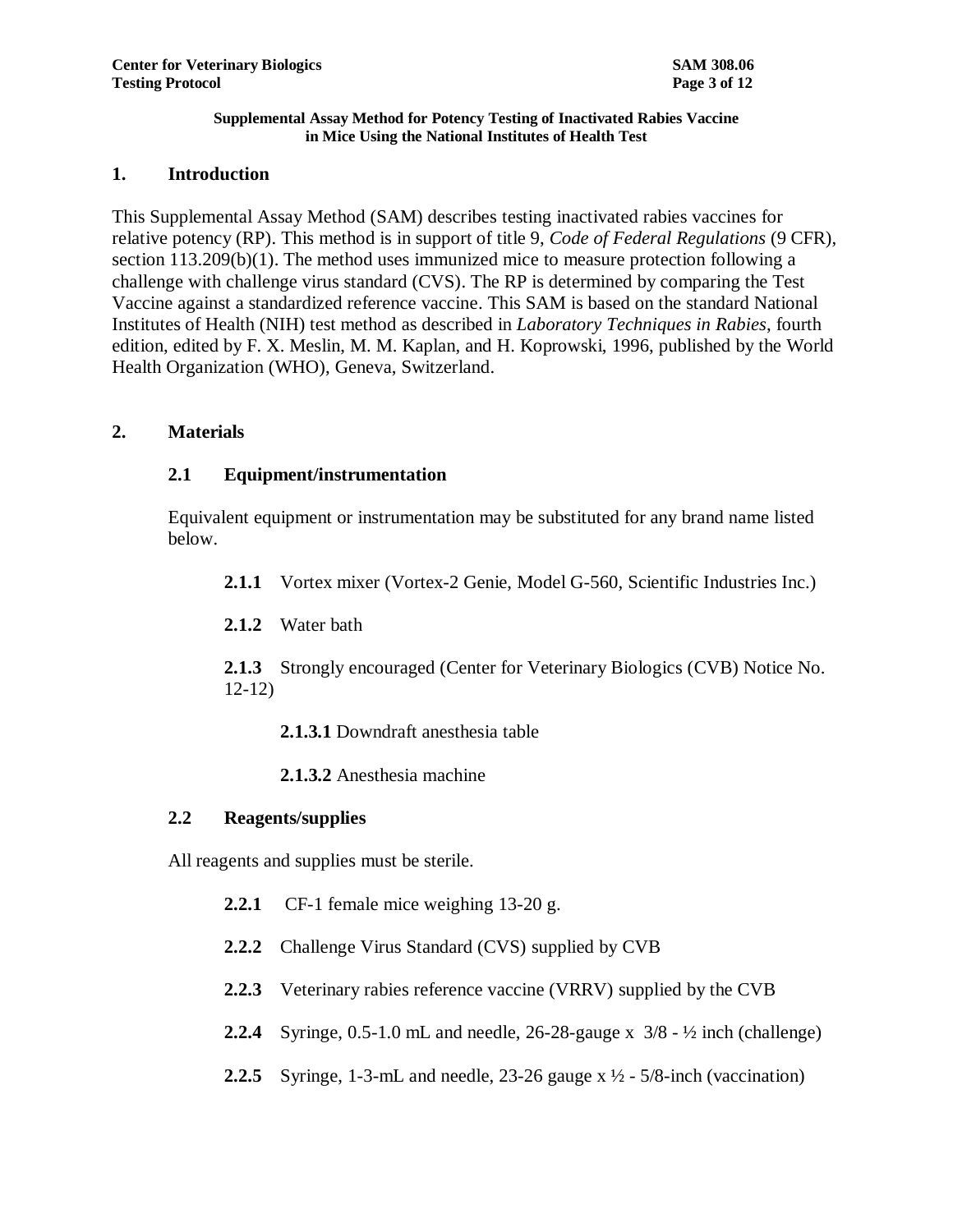**Supplemental Assay Method for Potency Testing of Inactivated Rabies Vaccine in Mice Using the National Institutes of Health Test**

## 1. Introduction

This Supplemental Assay Method (SAM) describes testing inactivated rabies vaccines for relative potency (RP). This method is in support of title 9, *Code of Federal Regulations* (9 CFR), section 113.209(b)(1). The method uses immunized mice to measure protection following a challenge with challenge virus standard (CVS). The RP is determined by comparing the Test Vaccine against a standardized reference vaccine. This SAM is based on the standard National Institutes of Health (NIH) test method as described in *Laboratory Techniques in Rabies*, fourth edition, edited by F. X. Meslin, M. M. Kaplan, and H. Koprowski, 1996, published by the World Health Organization (WHO), Geneva, Switzerland.

## 2. Materials

### 2.1 Equipment/instrumentation

Equivalent equipment or instrumentation may be substituted for any brand name listed below.

**2.1.1** Vortex mixer (Vortex-2 Genie, Model G-560, Scientific Industries Inc.)

**2.1.2** Water bath

**2.1.3** Strongly encouraged (Center for Veterinary Biologics (CVB) Notice No. 12-12)

**2.1.3.1** Downdraft anesthesia table

**2.1.3.2** Anesthesia machine

### 2.2 Reagents/supplies

All reagents and supplies must be sterile.

**2.2.1** CF-1 female mice weighing 13-20 g.

**2.2.2** Challenge Virus Standard (CVS) supplied by CVB

**2.2.3** Veterinary rabies reference vaccine (VRRV) supplied by the CVB

**2.2.4** Syringe, 0.5-1.0 mL and needle, 26-28-gauge x 3/8 - ½ inch (challenge)

**2.2.5** Syringe, 1-3-mL and needle, 23-26 gauge x ½ - 5/8-inch (vaccination)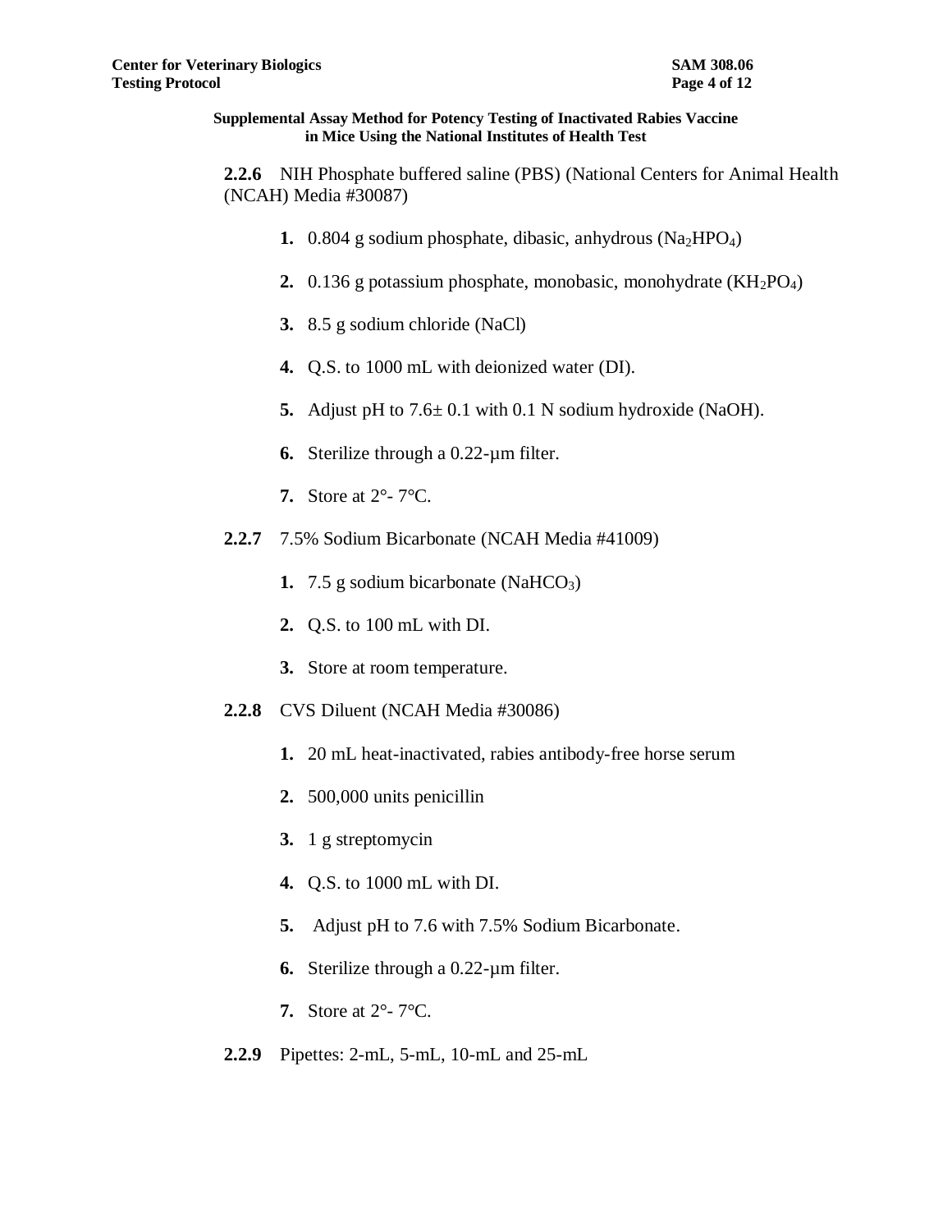**2.2.6** NIH Phosphate buffered saline (PBS) (National Centers for Animal Health (NCAH) Media #30087)

1. 0.804 g sodium phosphate, dibasic, anhydrous ($Na_2HPO_4$)
2. 0.136 g potassium phosphate, monobasic, monohydrate ($KH_2PO_4$)
3. 8.5 g sodium chloride (NaCl)
4. Q.S. to 1000 mL with deionized water (DI).
5. Adjust pH to 7.6± 0.1 with 0.1 N sodium hydroxide (NaOH).
6. Sterilize through a 0.22-µm filter.
7. Store at 2°- 7°C.

**2.2.7** 7.5% Sodium Bicarbonate (NCAH Media #41009)

1. 7.5 g sodium bicarbonate ($NaHCO_3$)
2. Q.S. to 100 mL with DI.
3. Store at room temperature.

**2.2.8** CVS Diluent (NCAH Media #30086)

1. 20 mL heat-inactivated, rabies antibody-free horse serum
2. 500,000 units penicillin
3. 1 g streptomycin
4. Q.S. to 1000 mL with DI.
5. Adjust pH to 7.6 with 7.5% Sodium Bicarbonate.
6. Sterilize through a 0.22-µm filter.
7. Store at 2°- 7°C.

**2.2.9** Pipettes: 2-mL, 5-mL, 10-mL and 25-mL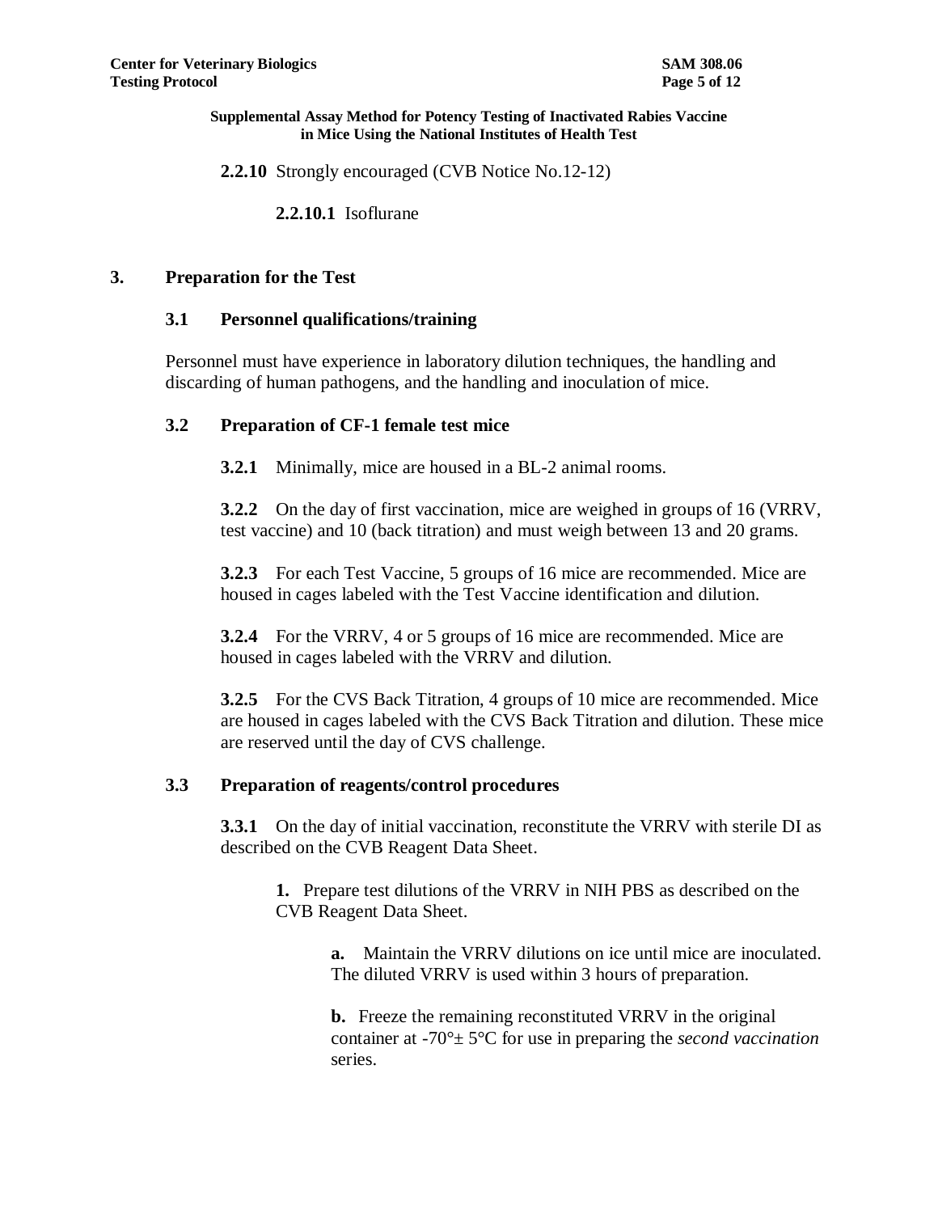**2.2.10** Strongly encouraged (CVB Notice No.12-12)

**2.2.10.1** Isoflurane

## 3. Preparation for the Test

### 3.1 Personnel qualifications/training

Personnel must have experience in laboratory dilution techniques, the handling and discarding of human pathogens, and the handling and inoculation of mice.

### 3.2 Preparation of CF-1 female test mice

**3.2.1** Minimally, mice are housed in a BL-2 animal rooms.

**3.2.2** On the day of first vaccination, mice are weighed in groups of 16 (VRRV, test vaccine) and 10 (back titration) and must weigh between 13 and 20 grams.

**3.2.3** For each Test Vaccine, 5 groups of 16 mice are recommended. Mice are housed in cages labeled with the Test Vaccine identification and dilution.

**3.2.4** For the VRRV, 4 or 5 groups of 16 mice are recommended. Mice are housed in cages labeled with the VRRV and dilution.

**3.2.5** For the CVS Back Titration, 4 groups of 10 mice are recommended. Mice are housed in cages labeled with the CVS Back Titration and dilution. These mice are reserved until the day of CVS challenge.

### 3.3 Preparation of reagents/control procedures

**3.3.1** On the day of initial vaccination, reconstitute the VRRV with sterile DI as described on the CVB Reagent Data Sheet.

**1.** Prepare test dilutions of the VRRV in NIH PBS as described on the CVB Reagent Data Sheet.

**a.** Maintain the VRRV dilutions on ice until mice are inoculated. The diluted VRRV is used within 3 hours of preparation.

**b.** Freeze the remaining reconstituted VRRV in the original container at -70°± 5°C for use in preparing the *second vaccination* series.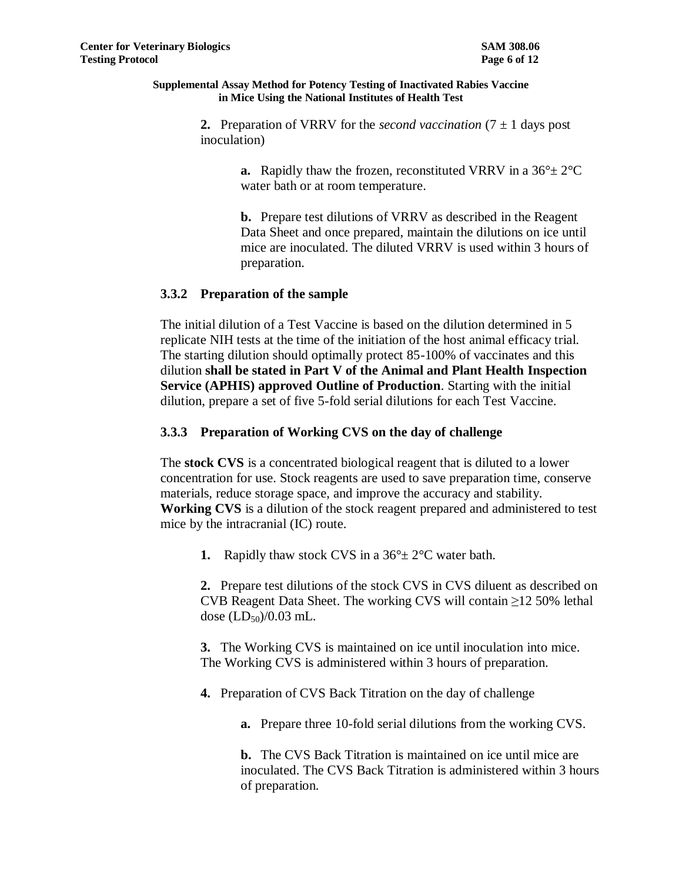**Supplemental Assay Method for Potency Testing of Inactivated Rabies Vaccine in Mice Using the National Institutes of Health Test**

**2.** Preparation of VRRV for the *second vaccination* (7 ± 1 days post inoculation)

**a.** Rapidly thaw the frozen, reconstituted VRRV in a 36°± 2°C water bath or at room temperature.

**b.** Prepare test dilutions of VRRV as described in the Reagent Data Sheet and once prepared, maintain the dilutions on ice until mice are inoculated. The diluted VRRV is used within 3 hours of preparation.

### 3.3.2 Preparation of the sample

The initial dilution of a Test Vaccine is based on the dilution determined in 5 replicate NIH tests at the time of the initiation of the host animal efficacy trial. The starting dilution should optimally protect 85-100% of vaccinates and this dilution **shall be stated in Part V of the Animal and Plant Health Inspection Service (APHIS) approved Outline of Production**. Starting with the initial dilution, prepare a set of five 5-fold serial dilutions for each Test Vaccine.

### 3.3.3 Preparation of Working CVS on the day of challenge

The **stock CVS** is a concentrated biological reagent that is diluted to a lower concentration for use. Stock reagents are used to save preparation time, conserve materials, reduce storage space, and improve the accuracy and stability. **Working CVS** is a dilution of the stock reagent prepared and administered to test mice by the intracranial (IC) route.

**1.** Rapidly thaw stock CVS in a 36°± 2°C water bath.

**2.** Prepare test dilutions of the stock CVS in CVS diluent as described on CVB Reagent Data Sheet. The working CVS will contain ≥12 50% lethal dose ($LD_{50}$)/0.03 mL.

**3.** The Working CVS is maintained on ice until inoculation into mice. The Working CVS is administered within 3 hours of preparation.

**4.** Preparation of CVS Back Titration on the day of challenge

**a.** Prepare three 10-fold serial dilutions from the working CVS.

**b.** The CVS Back Titration is maintained on ice until mice are inoculated. The CVS Back Titration is administered within 3 hours of preparation.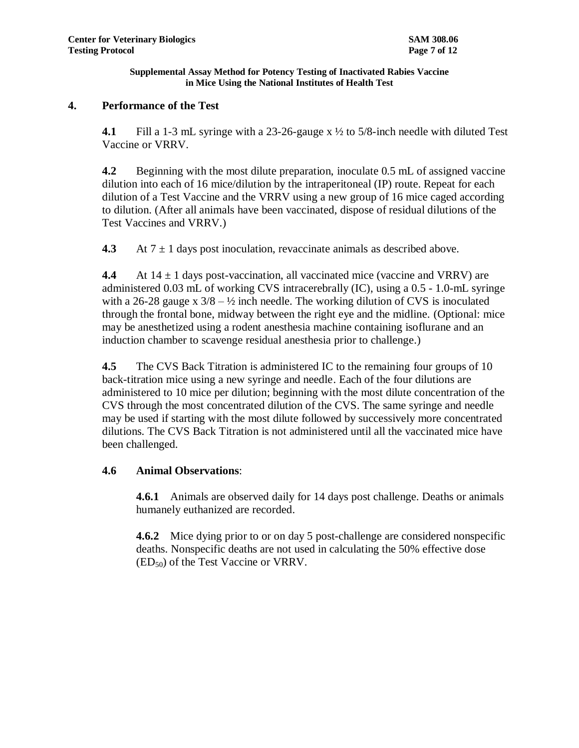## 4. Performance of the Test

**4.1** Fill a 1-3 mL syringe with a 23-26-gauge x ½ to 5/8-inch needle with diluted Test Vaccine or VRRV.

**4.2** Beginning with the most dilute preparation, inoculate 0.5 mL of assigned vaccine dilution into each of 16 mice/dilution by the intraperitoneal (IP) route. Repeat for each dilution of a Test Vaccine and the VRRV using a new group of 16 mice caged according to dilution. (After all animals have been vaccinated, dispose of residual dilutions of the Test Vaccines and VRRV.)

**4.3** At 7 ± 1 days post inoculation, revaccinate animals as described above.

**4.4** At 14 ± 1 days post-vaccination, all vaccinated mice (vaccine and VRRV) are administered 0.03 mL of working CVS intracerebrally (IC), using a 0.5 - 1.0-mL syringe with a 26-28 gauge x 3/8 – ½ inch needle. The working dilution of CVS is inoculated through the frontal bone, midway between the right eye and the midline. (Optional: mice may be anesthetized using a rodent anesthesia machine containing isoflurane and an induction chamber to scavenge residual anesthesia prior to challenge.)

**4.5** The CVS Back Titration is administered IC to the remaining four groups of 10 back-titration mice using a new syringe and needle. Each of the four dilutions are administered to 10 mice per dilution; beginning with the most dilute concentration of the CVS through the most concentrated dilution of the CVS. The same syringe and needle may be used if starting with the most dilute followed by successively more concentrated dilutions. The CVS Back Titration is not administered until all the vaccinated mice have been challenged.

### 4.6 Animal Observations:

**4.6.1** Animals are observed daily for 14 days post challenge. Deaths or animals humanely euthanized are recorded.

**4.6.2** Mice dying prior to or on day 5 post-challenge are considered nonspecific deaths. Nonspecific deaths are not used in calculating the 50% effective dose ($ED_{50}$) of the Test Vaccine or VRRV.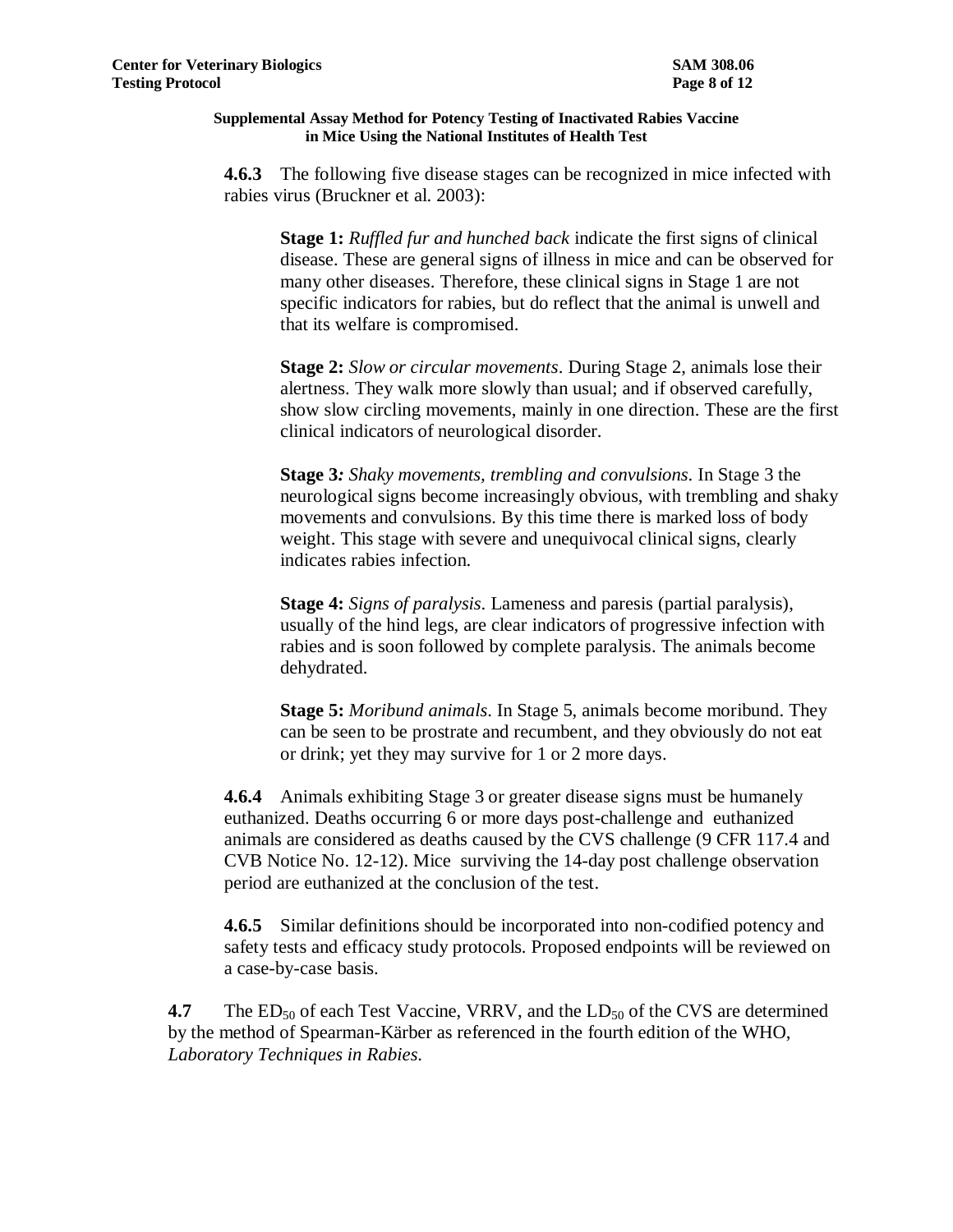**4.6.3** The following five disease stages can be recognized in mice infected with rabies virus (Bruckner et al. 2003):

> **Stage 1:** *Ruffled fur and hunched back* indicate the first signs of clinical disease. These are general signs of illness in mice and can be observed for many other diseases. Therefore, these clinical signs in Stage 1 are not specific indicators for rabies, but do reflect that the animal is unwell and that its welfare is compromised.
>
> **Stage 2:** *Slow or circular movements*. During Stage 2, animals lose their alertness. They walk more slowly than usual; and if observed carefully, show slow circling movements, mainly in one direction. These are the first clinical indicators of neurological disorder.
>
> **Stage 3***:* *Shaky movements, trembling and convulsions*. In Stage 3 the neurological signs become increasingly obvious, with trembling and shaky movements and convulsions. By this time there is marked loss of body weight. This stage with severe and unequivocal clinical signs, clearly indicates rabies infection.
>
> **Stage 4:** *Signs of paralysis*. Lameness and paresis (partial paralysis), usually of the hind legs, are clear indicators of progressive infection with rabies and is soon followed by complete paralysis. The animals become dehydrated.
>
> **Stage 5:** *Moribund animals*. In Stage 5, animals become moribund. They can be seen to be prostrate and recumbent, and they obviously do not eat or drink; yet they may survive for 1 or 2 more days.

**4.6.4** Animals exhibiting Stage 3 or greater disease signs must be humanely euthanized. Deaths occurring 6 or more days post-challenge and euthanized animals are considered as deaths caused by the CVS challenge (9 CFR 117.4 and CVB Notice No. 12-12). Mice surviving the 14-day post challenge observation period are euthanized at the conclusion of the test.

**4.6.5** Similar definitions should be incorporated into non-codified potency and safety tests and efficacy study protocols. Proposed endpoints will be reviewed on a case-by-case basis.

**4.7** The $ED_{50}$ of each Test Vaccine, VRRV, and the $LD_{50}$ of the CVS are determined by the method of Spearman-Kärber as referenced in the fourth edition of the WHO, *Laboratory Techniques in Rabies*.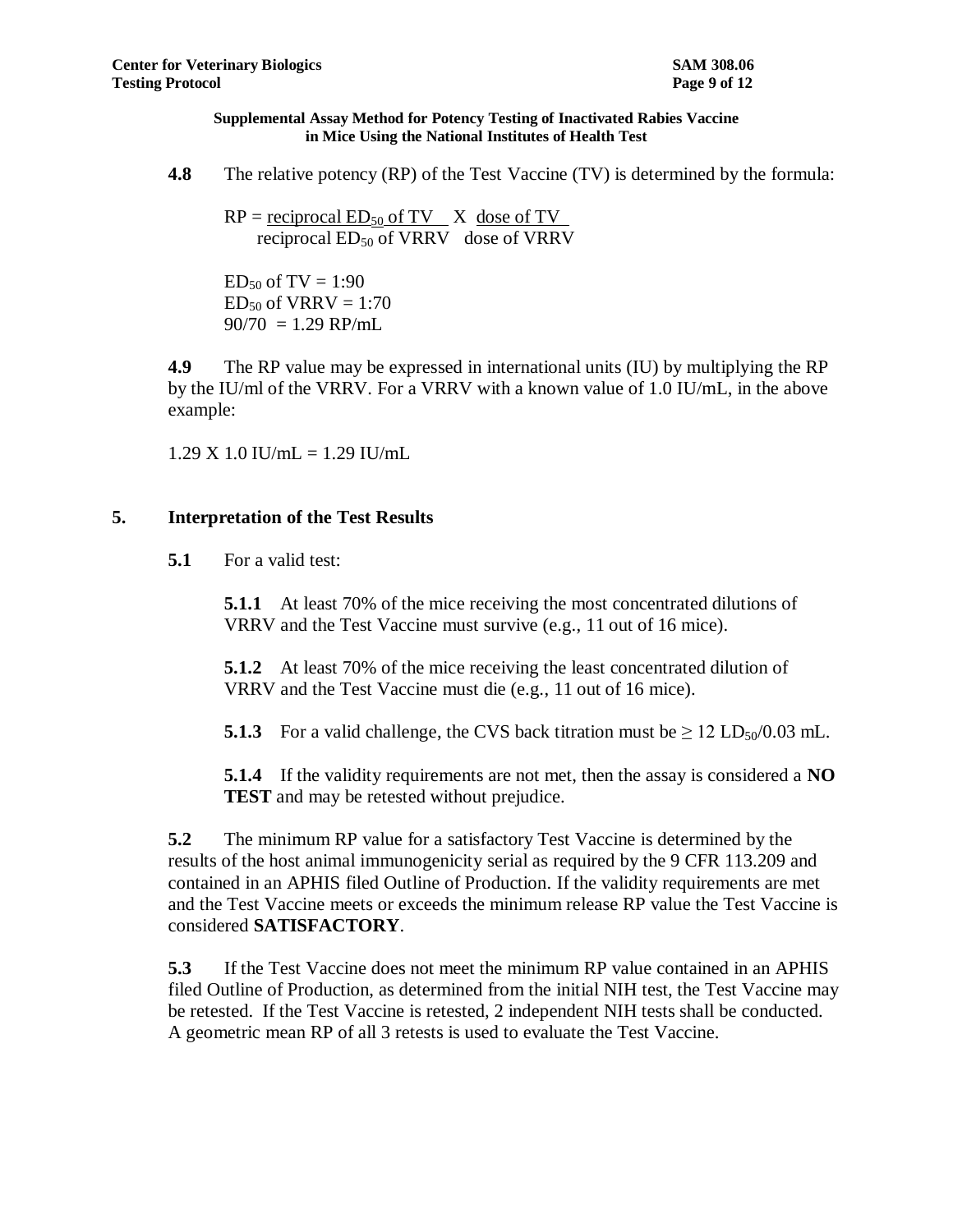**4.8** The relative potency (RP) of the Test Vaccine (TV) is determined by the formula:

$$RP = \frac{\text{reciprocal } ED_{50} \text{ of TV}}{\text{reciprocal } ED_{50} \text{ of VRRV}} \times \frac{\text{dose of TV}}{\text{dose of VRRV}}$$

$ED_{50}$ of TV = 1:90
$ED_{50}$ of VRRV = 1:70
90/70 = 1.29 RP/mL

**4.9** The RP value may be expressed in international units (IU) by multiplying the RP by the IU/ml of the VRRV. For a VRRV with a known value of 1.0 IU/mL, in the above example:

1.29 X 1.0 IU/mL = 1.29 IU/mL

## 5. Interpretation of the Test Results

**5.1** For a valid test:

**5.1.1** At least 70% of the mice receiving the most concentrated dilutions of VRRV and the Test Vaccine must survive (e.g., 11 out of 16 mice).

**5.1.2** At least 70% of the mice receiving the least concentrated dilution of VRRV and the Test Vaccine must die (e.g., 11 out of 16 mice).

**5.1.3** For a valid challenge, the CVS back titration must be $\geq 12\ LD_{50}/0.03$ mL.

**5.1.4** If the validity requirements are not met, then the assay is considered a **NO TEST** and may be retested without prejudice.

**5.2** The minimum RP value for a satisfactory Test Vaccine is determined by the results of the host animal immunogenicity serial as required by the 9 CFR 113.209 and contained in an APHIS filed Outline of Production. If the validity requirements are met and the Test Vaccine meets or exceeds the minimum release RP value the Test Vaccine is considered **SATISFACTORY**.

**5.3** If the Test Vaccine does not meet the minimum RP value contained in an APHIS filed Outline of Production, as determined from the initial NIH test, the Test Vaccine may be retested. If the Test Vaccine is retested, 2 independent NIH tests shall be conducted. A geometric mean RP of all 3 retests is used to evaluate the Test Vaccine.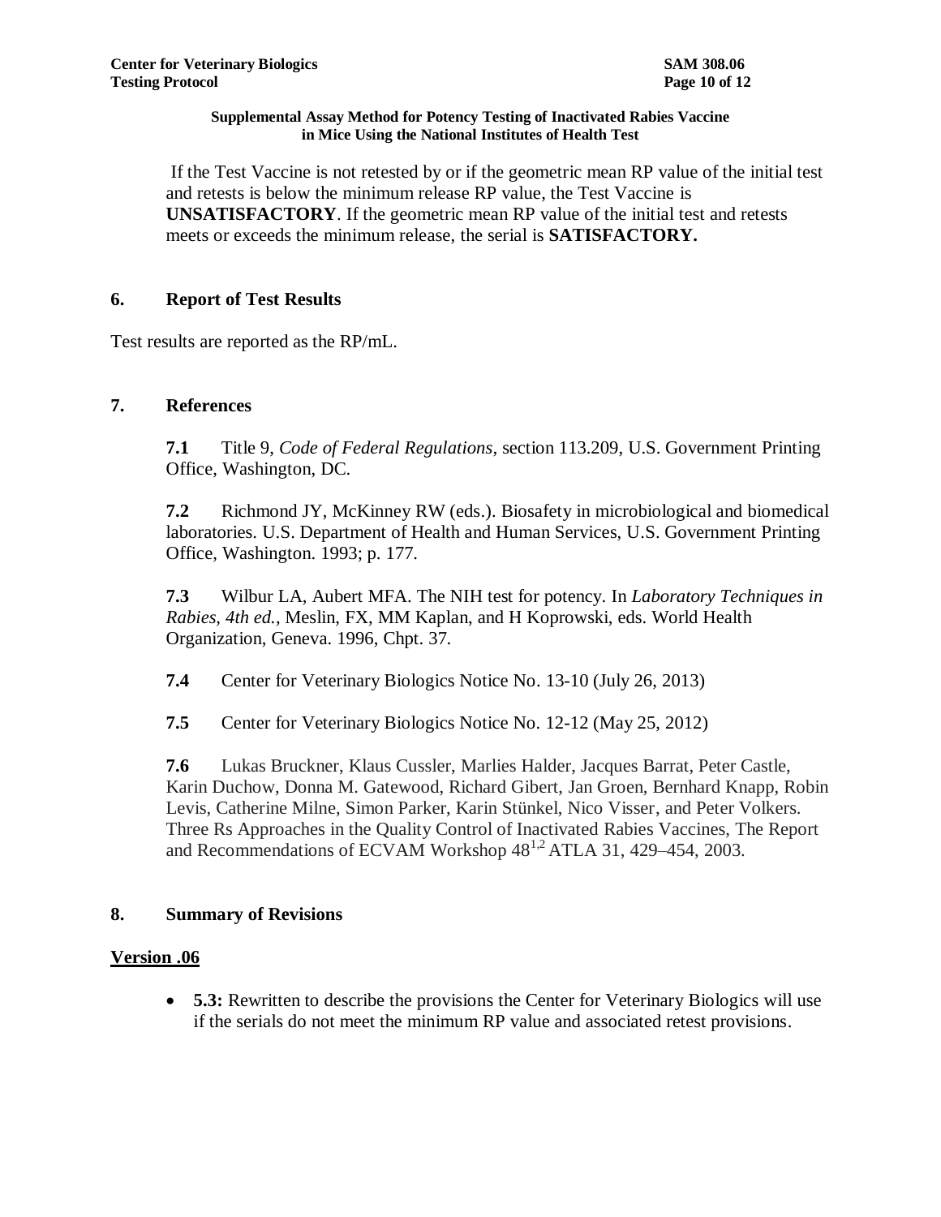If the Test Vaccine is not retested by or if the geometric mean RP value of the initial test and retests is below the minimum release RP value, the Test Vaccine is **UNSATISFACTORY**. If the geometric mean RP value of the initial test and retests meets or exceeds the minimum release, the serial is **SATISFACTORY.**

## 6. Report of Test Results

Test results are reported as the RP/mL.

## 7. References

**7.1** Title 9, *Code of Federal Regulations*, section 113.209, U.S. Government Printing Office, Washington, DC.

**7.2** Richmond JY, McKinney RW (eds.). Biosafety in microbiological and biomedical laboratories. U.S. Department of Health and Human Services, U.S. Government Printing Office, Washington. 1993; p. 177.

**7.3** Wilbur LA, Aubert MFA. The NIH test for potency. In *Laboratory Techniques in Rabies, 4th ed.*, Meslin, FX, MM Kaplan, and H Koprowski, eds. World Health Organization, Geneva. 1996, Chpt. 37.

**7.4** Center for Veterinary Biologics Notice No. 13-10 (July 26, 2013)

**7.5** Center for Veterinary Biologics Notice No. 12-12 (May 25, 2012)

**7.6** Lukas Bruckner, Klaus Cussler, Marlies Halder, Jacques Barrat, Peter Castle, Karin Duchow, Donna M. Gatewood, Richard Gibert, Jan Groen, Bernhard Knapp, Robin Levis, Catherine Milne, Simon Parker, Karin Stünkel, Nico Visser, and Peter Volkers. Three Rs Approaches in the Quality Control of Inactivated Rabies Vaccines, The Report and Recommendations of ECVAM Workshop 48[1,2] ATLA 31, 429–454, 2003.

## 8. Summary of Revisions

### Version .06

- **5.3:** Rewritten to describe the provisions the Center for Veterinary Biologics will use if the serials do not meet the minimum RP value and associated retest provisions.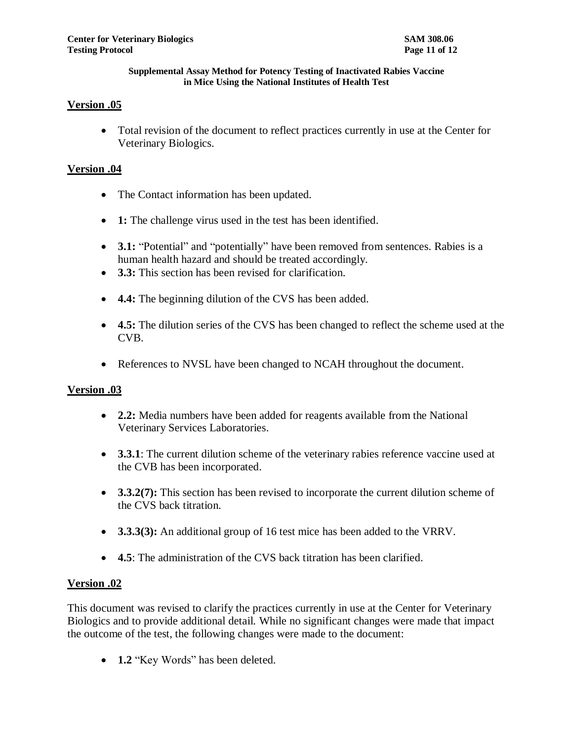## Version .05

- Total revision of the document to reflect practices currently in use at the Center for Veterinary Biologics.

## Version .04

- The Contact information has been updated.
- **1:** The challenge virus used in the test has been identified.
- **3.1:** "Potential" and "potentially" have been removed from sentences. Rabies is a human health hazard and should be treated accordingly.
- **3.3:** This section has been revised for clarification.
- **4.4:** The beginning dilution of the CVS has been added.
- **4.5:** The dilution series of the CVS has been changed to reflect the scheme used at the CVB.
- References to NVSL have been changed to NCAH throughout the document.

## Version .03

- **2.2:** Media numbers have been added for reagents available from the National Veterinary Services Laboratories.
- **3.3.1**: The current dilution scheme of the veterinary rabies reference vaccine used at the CVB has been incorporated.
- **3.3.2(7):** This section has been revised to incorporate the current dilution scheme of the CVS back titration.
- **3.3.3(3):** An additional group of 16 test mice has been added to the VRRV.
- **4.5**: The administration of the CVS back titration has been clarified.

## Version .02

This document was revised to clarify the practices currently in use at the Center for Veterinary Biologics and to provide additional detail. While no significant changes were made that impact the outcome of the test, the following changes were made to the document:

- **1.2** "Key Words" has been deleted.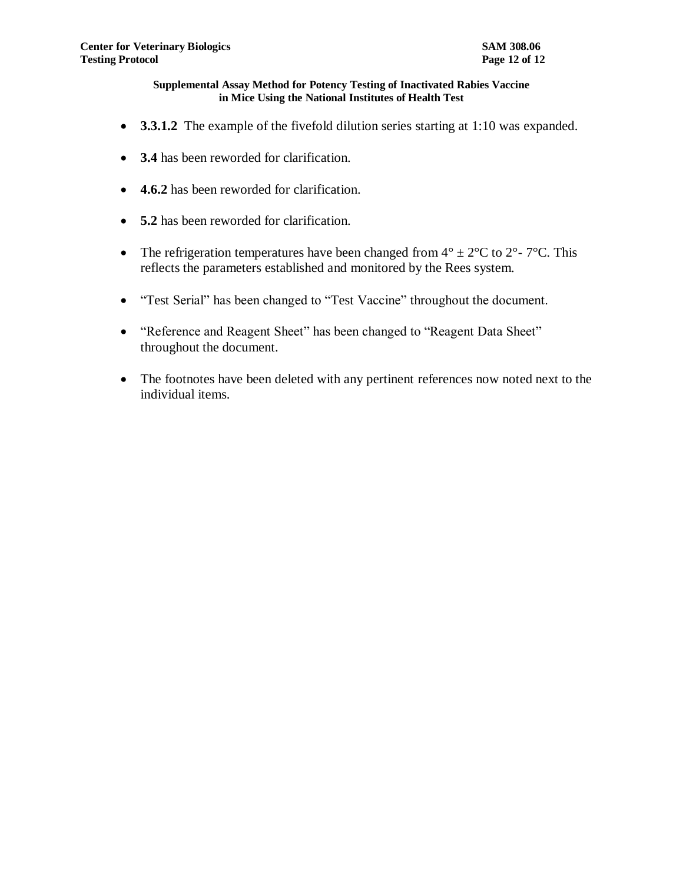- **3.3.1.2** The example of the fivefold dilution series starting at 1:10 was expanded.
- **3.4** has been reworded for clarification.
- **4.6.2** has been reworded for clarification.
- **5.2** has been reworded for clarification.
- The refrigeration temperatures have been changed from 4° ± 2°C to 2°- 7°C. This reflects the parameters established and monitored by the Rees system.
- "Test Serial" has been changed to "Test Vaccine" throughout the document.
- "Reference and Reagent Sheet" has been changed to "Reagent Data Sheet" throughout the document.
- The footnotes have been deleted with any pertinent references now noted next to the individual items.